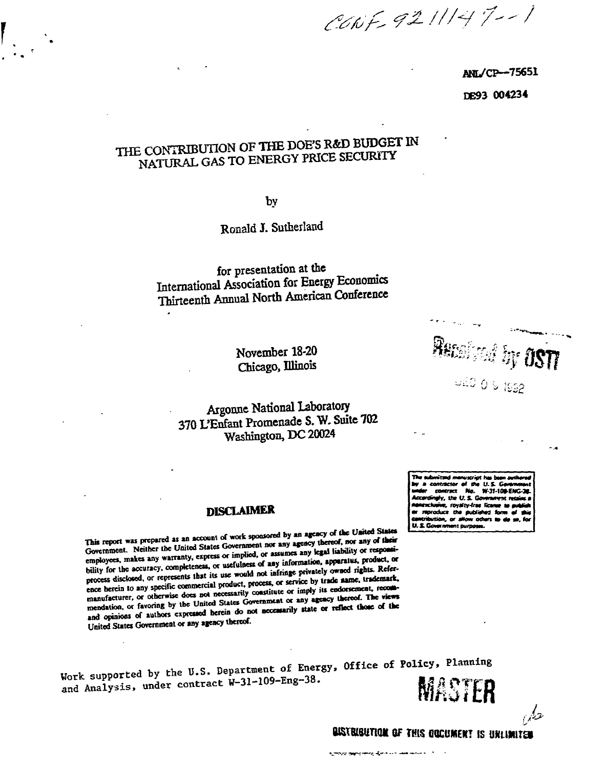CONF-921147--1

ANL/CP--75651

DE93 004234

# THE CONTRIBUTION OF THE DOE'S R&D BUDGET IN NATURAL GAS TO ENERGY PRICE SECURITY

by

Ronald J. Sutherland

for presentation at the
International Association for Energy Economics
Thirteenth Annual North American Conference

November 18-20
Chicago, Illinois

Argonne National Laboratory
370 L'Enfant Promenade S. W. Suite 702
Washington, DC 20024

Received by OSTI

DEC 0 9 1992

The submitted manuscript has been authored by a contractor of the U.S. Government under contract No. W-31-109-ENG-38. Accordingly, the U.S. Government retains a nonexclusive, royalty-free license to publish or reproduce the published form of this contribution, or allow others to do so, for U.S. Government purposes.

## DISCLAIMER

This report was prepared as an account of work sponsored by an agency of the United States Government. Neither the United States Government nor any agency thereof, nor any of their employees, makes any warranty, express or implied, or assumes any legal liability or responsibility for the accuracy, completeness, or usefulness of any information, apparatus, product, or process disclosed, or represents that its use would not infringe privately owned rights. Reference herein to any specific commercial product, process, or service by trade name, trademark, manufacturer, or otherwise does not necessarily constitute or imply its endorsement, recommendation, or favoring by the United States Government or any agency thereof. The views and opinions of authors expressed herein do not necessarily state or reflect those of the United States Government or any agency thereof.

Work supported by the U.S. Department of Energy, Office of Policy, Planning and Analysis, under contract W-31-109-Eng-38.

MASTER

DISTRIBUTION OF THIS DOCUMENT IS UNLIMITED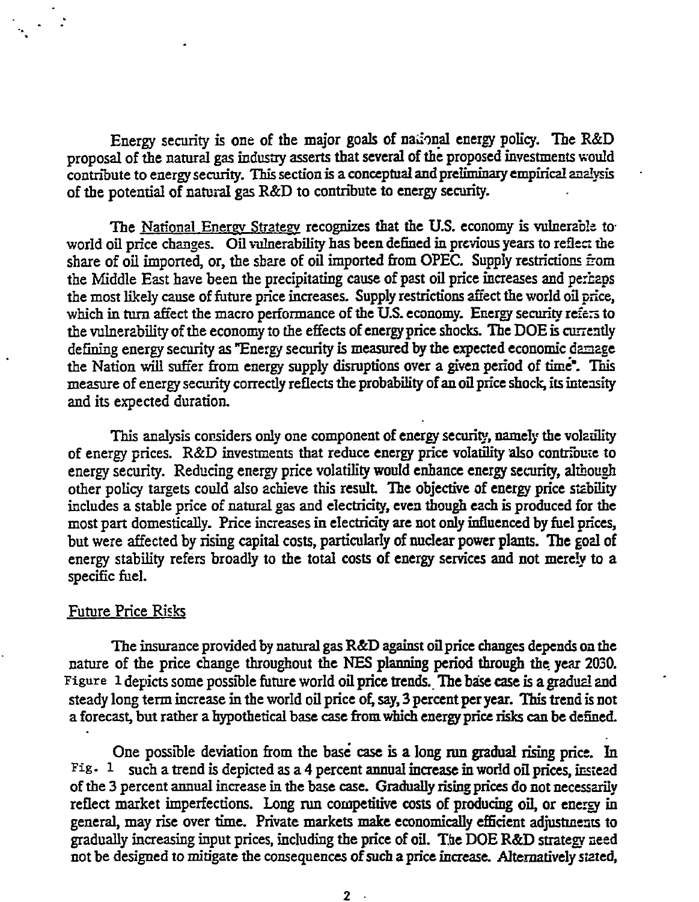Energy security is one of the major goals of national energy policy. The R&D proposal of the natural gas industry asserts that several of the proposed investments would contribute to energy security. This section is a conceptual and preliminary empirical analysis of the potential of natural gas R&D to contribute to energy security.

The National Energy Strategy recognizes that the U.S. economy is vulnerable to world oil price changes. Oil vulnerability has been defined in previous years to reflect the share of oil imported, or, the share of oil imported from OPEC. Supply restrictions from the Middle East have been the precipitating cause of past oil price increases and perhaps the most likely cause of future price increases. Supply restrictions affect the world oil price, which in turn affect the macro performance of the U.S. economy. Energy security refers to the vulnerability of the economy to the effects of energy price shocks. The DOE is currently defining energy security as "Energy security is measured by the expected economic damage the Nation will suffer from energy supply disruptions over a given period of time". This measure of energy security correctly reflects the probability of an oil price shock, its intensity and its expected duration.

This analysis considers only one component of energy security, namely the volatility of energy prices. R&D investments that reduce energy price volatility also contribute to energy security. Reducing energy price volatility would enhance energy security, although other policy targets could also achieve this result. The objective of energy price stability includes a stable price of natural gas and electricity, even though each is produced for the most part domestically. Price increases in electricity are not only influenced by fuel prices, but were affected by rising capital costs, particularly of nuclear power plants. The goal of energy stability refers broadly to the total costs of energy services and not merely to a specific fuel.

## Future Price Risks

The insurance provided by natural gas R&D against oil price changes depends on the nature of the price change throughout the NES planning period through the year 2030. Figure 1 depicts some possible future world oil price trends. The base case is a gradual and steady long term increase in the world oil price of, say, 3 percent per year. This trend is not a forecast, but rather a hypothetical base case from which energy price risks can be defined.

One possible deviation from the base case is a long run gradual rising price. In Fig. 1 such a trend is depicted as a 4 percent annual increase in world oil prices, instead of the 3 percent annual increase in the base case. Gradually rising prices do not necessarily reflect market imperfections. Long run competitive costs of producing oil, or energy in general, may rise over time. Private markets make economically efficient adjustments to gradually increasing input prices, including the price of oil. The DOE R&D strategy need not be designed to mitigate the consequences of such a price increase. Alternatively stated,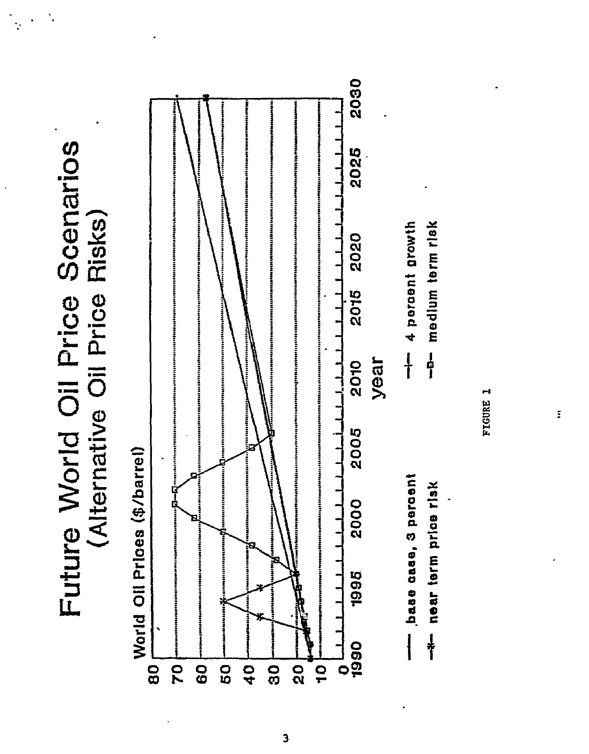# Future World Oil Price Scenarios
## (Alternative Oil Price Risks)

World Oil Prices ($/barrel)

year

— base case, 3 percent
—+— 4 percent growth
—*— near term price risk
—□— medium term risk

FIGURE 1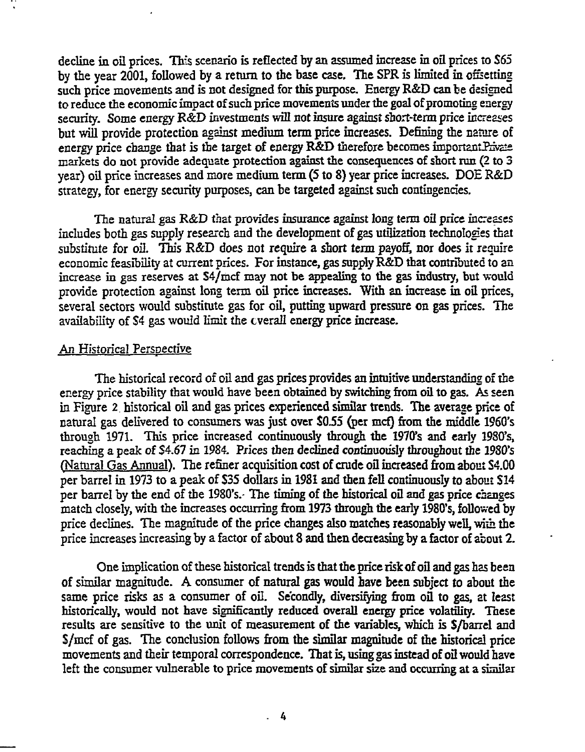decline in oil prices. This scenario is reflected by an assumed increase in oil prices to $65 by the year 2001, followed by a return to the base case. The SPR is limited in offsetting such price movements and is not designed for this purpose. Energy R&D can be designed to reduce the economic impact of such price movements under the goal of promoting energy security. Some energy R&D investments will not insure against short-term price increases but will provide protection against medium term price increases. Defining the nature of energy price change that is the target of energy R&D therefore becomes important.Private markets do not provide adequate protection against the consequences of short run (2 to 3 year) oil price increases and more medium term (5 to 8) year price increases. DOE R&D strategy, for energy security purposes, can be targeted against such contingencies.

The natural gas R&D that provides insurance against long term oil price increases includes both gas supply research and the development of gas utilization technologies that substitute for oil. This R&D does not require a short term payoff, nor does it require economic feasibility at current prices. For instance, gas supply R&D that contributed to an increase in gas reserves at $4/mcf may not be appealing to the gas industry, but would provide protection against long term oil price increases. With an increase in oil prices, several sectors would substitute gas for oil, putting upward pressure on gas prices. The availability of $4 gas would limit the overall energy price increase.

## An Historical Perspective

The historical record of oil and gas prices provides an intuitive understanding of the energy price stability that would have been obtained by switching from oil to gas. As seen in Figure 2 historical oil and gas prices experienced similar trends. The average price of natural gas delivered to consumers was just over $0.55 (per mcf) from the middle 1960's through 1971. This price increased continuously through the 1970's and early 1980's, reaching a peak of $4.67 in 1984. Prices then declined continuously throughout the 1980's (Natural Gas Annual). The refiner acquisition cost of crude oil increased from about $4.00 per barrel in 1973 to a peak of $35 dollars in 1981 and then fell continuously to about $14 per barrel by the end of the 1980's. The timing of the historical oil and gas price changes match closely, with the increases occurring from 1973 through the early 1980's, followed by price declines. The magnitude of the price changes also matches reasonably well, with the price increases increasing by a factor of about 8 and then decreasing by a factor of about 2.

One implication of these historical trends is that the price risk of oil and gas has been of similar magnitude. A consumer of natural gas would have been subject to about the same price risks as a consumer of oil. Secondly, diversifying from oil to gas, at least historically, would not have significantly reduced overall energy price volatility. These results are sensitive to the unit of measurement of the variables, which is $/barrel and $/mcf of gas. The conclusion follows from the similar magnitude of the historical price movements and their temporal correspondence. That is, using gas instead of oil would have left the consumer vulnerable to price movements of similar size and occurring at a similar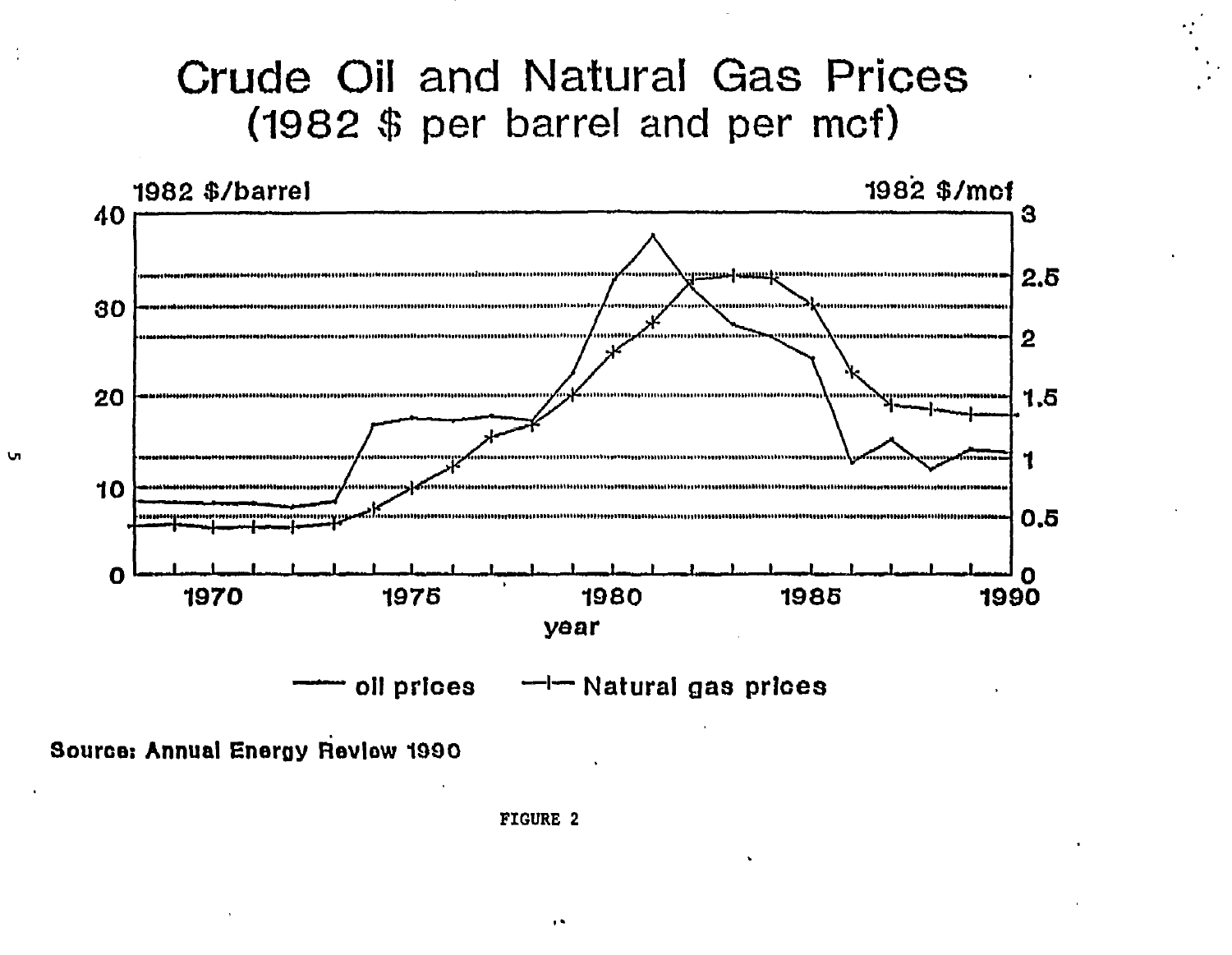# Crude Oil and Natural Gas Prices
## (1982 $ per barrel and per mcf)

Source: Annual Energy Review 1990

FIGURE 2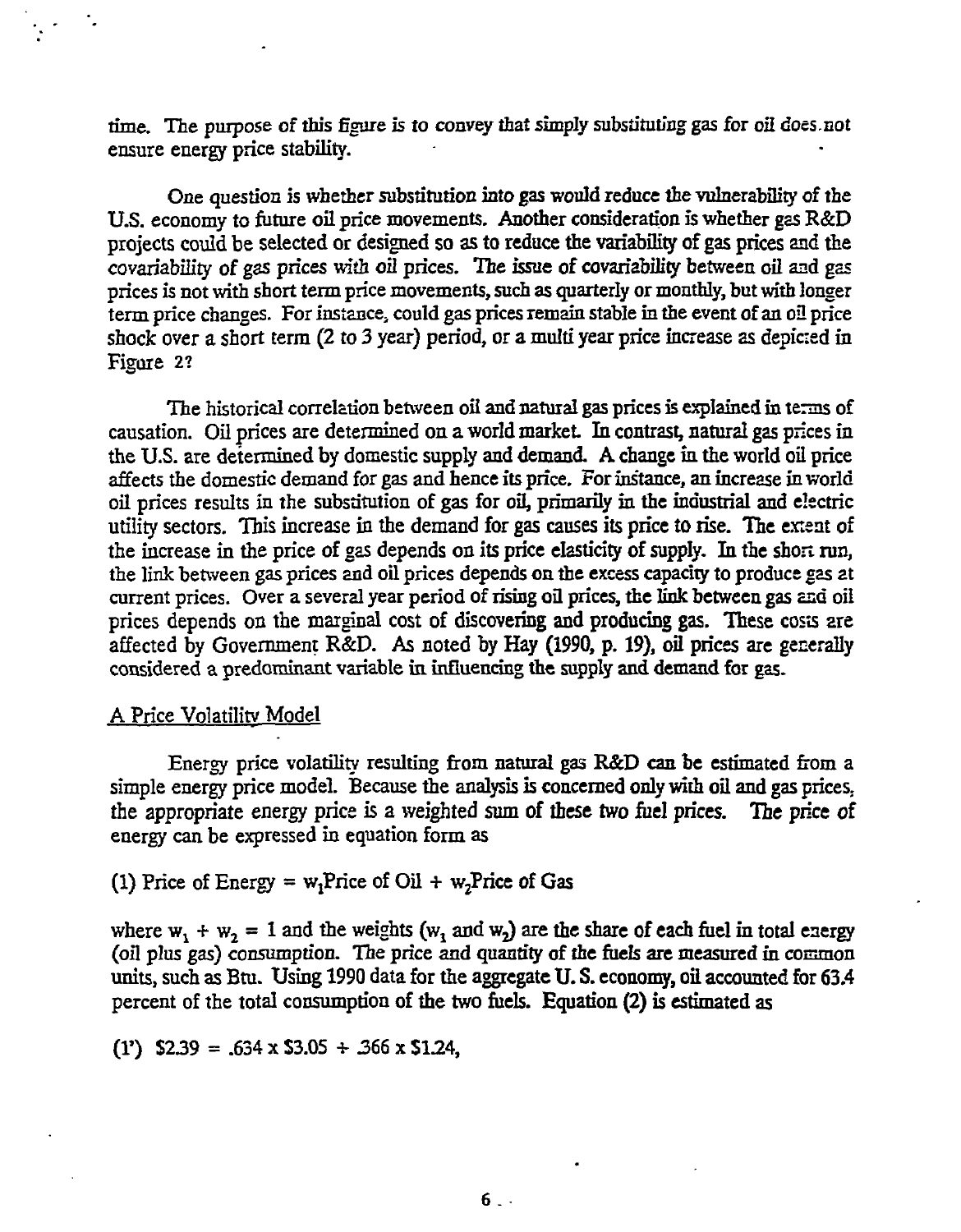time. The purpose of this figure is to convey that simply substituting gas for oil does not ensure energy price stability.

One question is whether substitution into gas would reduce the vulnerability of the U.S. economy to future oil price movements. Another consideration is whether gas R&D projects could be selected or designed so as to reduce the variability of gas prices and the covariability of gas prices with oil prices. The issue of covariability between oil and gas prices is not with short term price movements, such as quarterly or monthly, but with longer term price changes. For instance, could gas prices remain stable in the event of an oil price shock over a short term (2 to 3 year) period, or a multi year price increase as depicted in Figure 2?

The historical correlation between oil and natural gas prices is explained in terms of causation. Oil prices are determined on a world market. In contrast, natural gas prices in the U.S. are determined by domestic supply and demand. A change in the world oil price affects the domestic demand for gas and hence its price. For instance, an increase in world oil prices results in the substitution of gas for oil, primarily in the industrial and electric utility sectors. This increase in the demand for gas causes its price to rise. The extent of the increase in the price of gas depends on its price elasticity of supply. In the short run, the link between gas prices and oil prices depends on the excess capacity to produce gas at current prices. Over a several year period of rising oil prices, the link between gas and oil prices depends on the marginal cost of discovering and producing gas. These costs are affected by Government R&D. As noted by Hay (1990, p. 19), oil prices are generally considered a predominant variable in influencing the supply and demand for gas.

## A Price Volatility Model

Energy price volatility resulting from natural gas R&D can be estimated from a simple energy price model. Because the analysis is concerned only with oil and gas prices, the appropriate energy price is a weighted sum of these two fuel prices. The price of energy can be expressed in equation form as

(1) Price of Energy = $w_1$Price of Oil + $w_2$Price of Gas

where $w_1 + w_2 = 1$ and the weights ($w_1$ and $w_2$) are the share of each fuel in total energy (oil plus gas) consumption. The price and quantity of the fuels are measured in common units, such as Btu. Using 1990 data for the aggregate U. S. economy, oil accounted for 63.4 percent of the total consumption of the two fuels. Equation (2) is estimated as

(1') $2.39 = .634 x $3.05 + .366 x $1.24,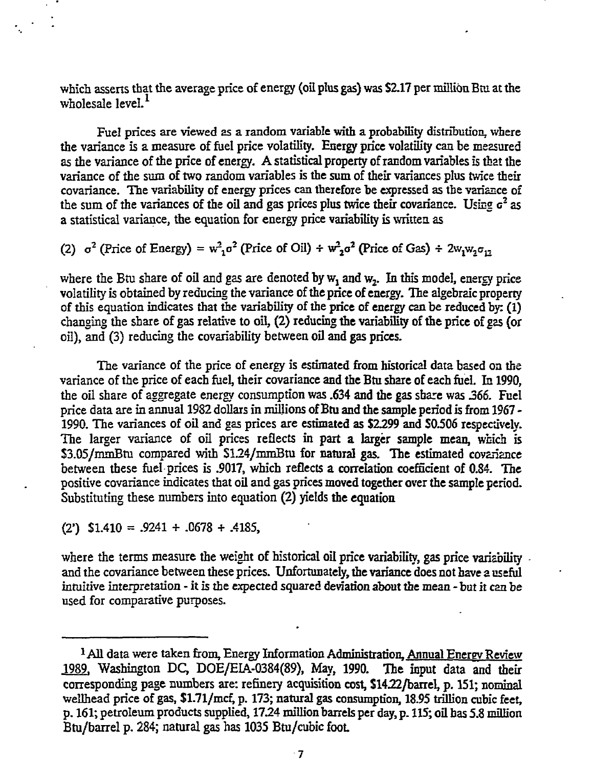which asserts that the average price of energy (oil plus gas) was $2.17 per million Btu at the wholesale level.[1]

Fuel prices are viewed as a random variable with a probability distribution, where the variance is a measure of fuel price volatility. Energy price volatility can be measured as the variance of the price of energy. A statistical property of random variables is that the variance of the sum of two random variables is the sum of their variances plus twice their covariance. The variability of energy prices can therefore be expressed as the variance of the sum of the variances of the oil and gas prices plus twice their covariance. Using $\sigma^2$ as a statistical variance, the equation for energy price variability is written as

$$(2) \quad \sigma^2 \text{ (Price of Energy)} = w_1^2\sigma^2 \text{ (Price of Oil)} + w_2^2\sigma^2 \text{ (Price of Gas)} + 2w_1w_2\sigma_{12}$$

where the Btu share of oil and gas are denoted by $w_1$ and $w_2$. In this model, energy price volatility is obtained by reducing the variance of the price of energy. The algebraic property of this equation indicates that the variability of the price of energy can be reduced by: (1) changing the share of gas relative to oil, (2) reducing the variability of the price of gas (or oil), and (3) reducing the covariability between oil and gas prices.

The variance of the price of energy is estimated from historical data based on the variance of the price of each fuel, their covariance and the Btu share of each fuel. In 1990, the oil share of aggregate energy consumption was .634 and the gas share was .366. Fuel price data are in annual 1982 dollars in millions of Btu and the sample period is from 1967 - 1990. The variances of oil and gas prices are estimated as $2.299 and $0.506 respectively. The larger variance of oil prices reflects in part a larger sample mean, which is $3.05/mmBtu compared with $1.24/mmBtu for natural gas. The estimated covariance between these fuel prices is .9017, which reflects a correlation coefficient of 0.84. The positive covariance indicates that oil and gas prices moved together over the sample period. Substituting these numbers into equation (2) yields the equation

$$(2') \quad \$1.410 = .9241 + .0678 + .4185,$$

where the terms measure the weight of historical oil price variability, gas price variability and the covariance between these prices. Unfortunately, the variance does not have a useful intuitive interpretation - it is the expected squared deviation about the mean - but it can be used for comparative purposes.

---

[1] All data were taken from, Energy Information Administration, Annual Energy Review 1989, Washington DC, DOE/EIA-0384(89), May, 1990. The input data and their corresponding page numbers are: refinery acquisition cost, $14.22/barrel, p. 151; nominal wellhead price of gas, $1.71/mcf, p. 173; natural gas consumption, 18.95 trillion cubic feet, p. 161; petroleum products supplied, 17.24 million barrels per day, p. 115; oil has 5.8 million Btu/barrel p. 284; natural gas has 1035 Btu/cubic foot.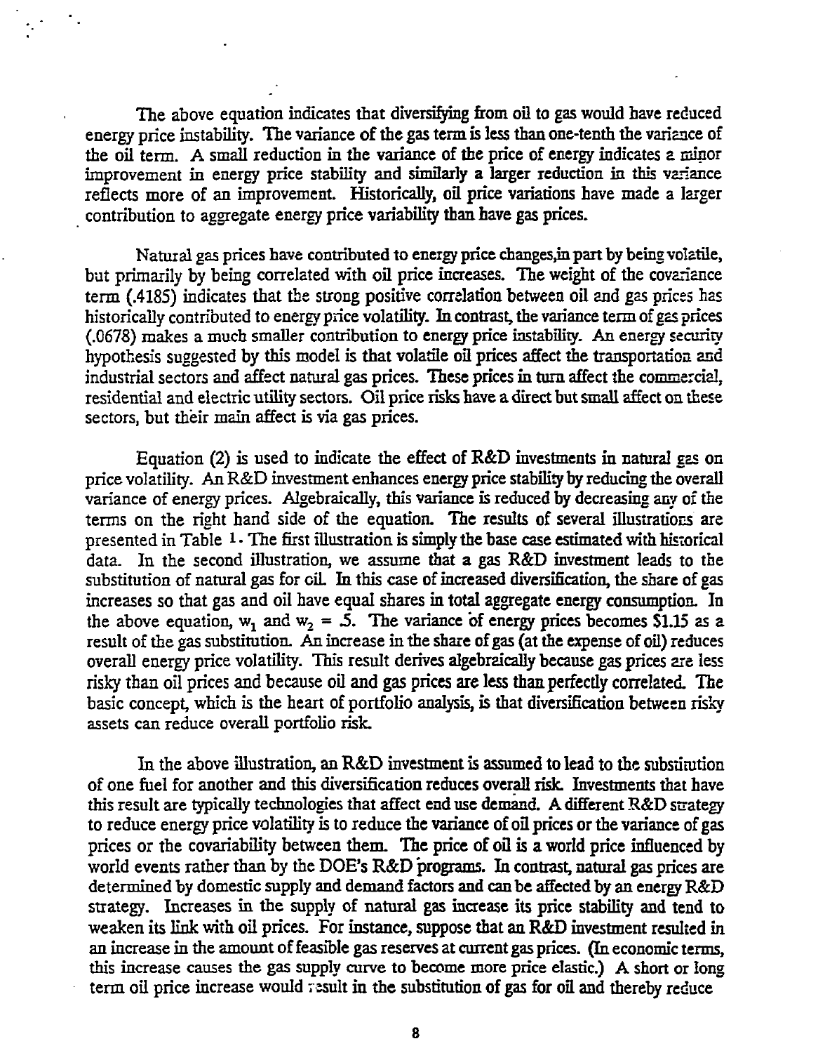The above equation indicates that diversifying from oil to gas would have reduced energy price instability. The variance of the gas term is less than one-tenth the variance of the oil term. A small reduction in the variance of the price of energy indicates a minor improvement in energy price stability and similarly a larger reduction in this variance reflects more of an improvement. Historically, oil price variations have made a larger contribution to aggregate energy price variability than have gas prices.

Natural gas prices have contributed to energy price changes,in part by being volatile, but primarily by being correlated with oil price increases. The weight of the covariance term (.4185) indicates that the strong positive correlation between oil and gas prices has historically contributed to energy price volatility. In contrast, the variance term of gas prices (.0678) makes a much smaller contribution to energy price instability. An energy security hypothesis suggested by this model is that volatile oil prices affect the transportation and industrial sectors and affect natural gas prices. These prices in turn affect the commercial, residential and electric utility sectors. Oil price risks have a direct but small affect on these sectors, but their main affect is via gas prices.

Equation (2) is used to indicate the effect of R&D investments in natural gas on price volatility. An R&D investment enhances energy price stability by reducing the overall variance of energy prices. Algebraically, this variance is reduced by decreasing any of the terms on the right hand side of the equation. The results of several illustrations are presented in Table 1. The first illustration is simply the base case estimated with historical data. In the second illustration, we assume that a gas R&D investment leads to the substitution of natural gas for oil. In this case of increased diversification, the share of gas increases so that gas and oil have equal shares in total aggregate energy consumption. In the above equation, $w_1$ and $w_2$ = .5. The variance of energy prices becomes $1.15 as a result of the gas substitution. An increase in the share of gas (at the expense of oil) reduces overall energy price volatility. This result derives algebraically because gas prices are less risky than oil prices and because oil and gas prices are less than perfectly correlated. The basic concept, which is the heart of portfolio analysis, is that diversification between risky assets can reduce overall portfolio risk.

In the above illustration, an R&D investment is assumed to lead to the substitution of one fuel for another and this diversification reduces overall risk. Investments that have this result are typically technologies that affect end use demand. A different R&D strategy to reduce energy price volatility is to reduce the variance of oil prices or the variance of gas prices or the covariability between them. The price of oil is a world price influenced by world events rather than by the DOE's R&D programs. In contrast, natural gas prices are determined by domestic supply and demand factors and can be affected by an energy R&D strategy. Increases in the supply of natural gas increase its price stability and tend to weaken its link with oil prices. For instance, suppose that an R&D investment resulted in an increase in the amount of feasible gas reserves at current gas prices. (In economic terms, this increase causes the gas supply curve to become more price elastic.) A short or long term oil price increase would result in the substitution of gas for oil and thereby reduce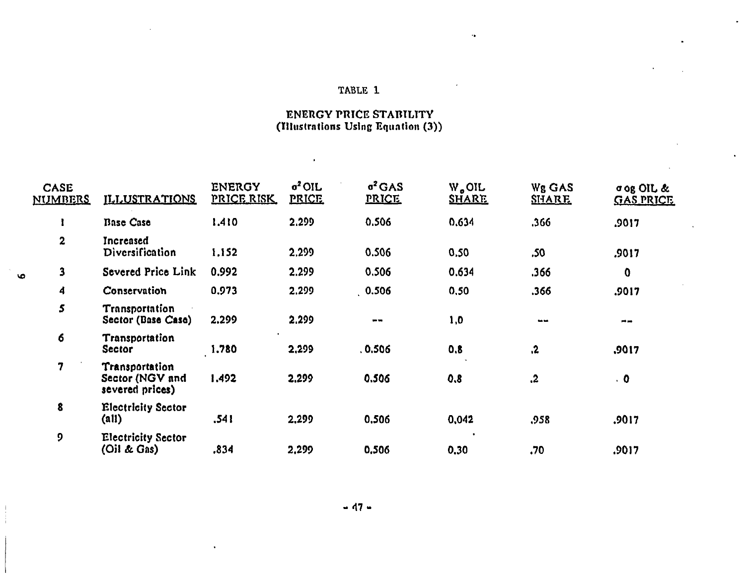TABLE 1

ENERGY PRICE STABILITY
(Illustrations Using Equation (3))

| CASE NUMBERS | ILLUSTRATIONS | ENERGY PRICE RISK | $\sigma^2$ OIL PRICE | $\sigma^2$ GAS PRICE | $W_o$ OIL SHARE | Wg GAS SHARE | $\sigma$ og OIL & GAS PRICE |
|---|---|---|---|---|---|---|---|
| 1 | Base Case | 1.410 | 2.299 | 0.506 | 0.634 | .366 | .9017 |
| 2 | Increased Diversification | 1.152 | 2.299 | 0.506 | 0.50 | .50 | .9017 |
| 3 | Severed Price Link | 0.992 | 2.299 | 0.506 | 0.634 | .366 | 0 |
| 4 | Conservation | 0.973 | 2.299 | 0.506 | 0.50 | .366 | .9017 |
| 5 | Transportation Sector (Base Case) | 2.299 | 2.299 | -- | 1.0 | -- | -- |
| 6 | Transportation Sector | 1.780 | 2.299 | 0.506 | 0.8 | .2 | .9017 |
| 7 | Transportation Sector (NGV and severed prices) | 1.492 | 2.299 | 0.506 | 0.8 | .2 | 0 |
| 8 | Electricity Sector (all) | .541 | 2.299 | 0.506 | 0.042 | .958 | .9017 |
| 9 | Electricity Sector (Oil & Gas) | .834 | 2.299 | 0.506 | 0.30 | .70 | .9017 |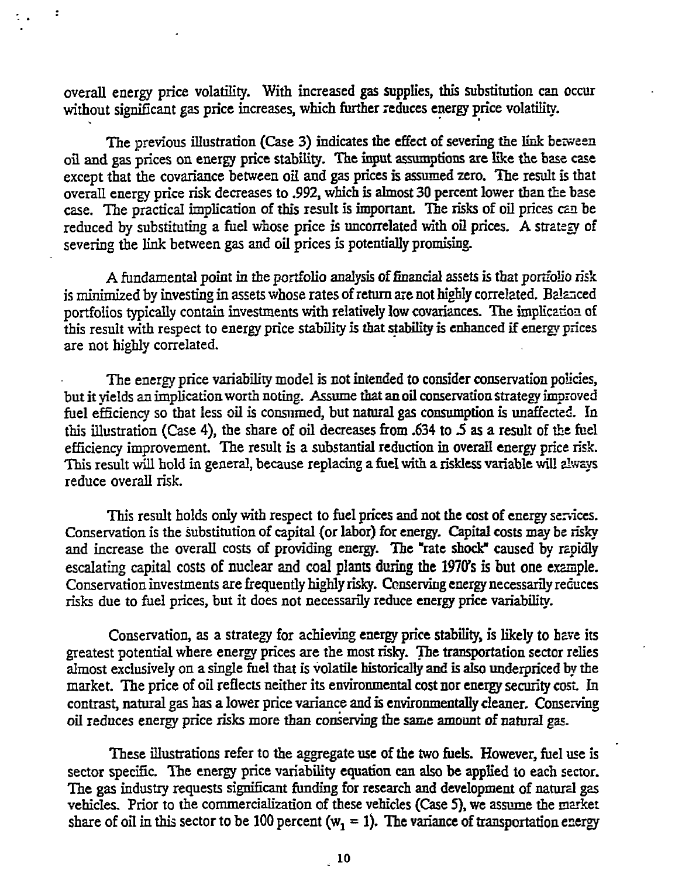overall energy price volatility. With increased gas supplies, this substitution can occur without significant gas price increases, which further reduces energy price volatility.

The previous illustration (Case 3) indicates the effect of severing the link between oil and gas prices on energy price stability. The input assumptions are like the base case except that the covariance between oil and gas prices is assumed zero. The result is that overall energy price risk decreases to .992, which is almost 30 percent lower than the base case. The practical implication of this result is important. The risks of oil prices can be reduced by substituting a fuel whose price is uncorrelated with oil prices. A strategy of severing the link between gas and oil prices is potentially promising.

A fundamental point in the portfolio analysis of financial assets is that portfolio risk is minimized by investing in assets whose rates of return are not highly correlated. Balanced portfolios typically contain investments with relatively low covariances. The implication of this result with respect to energy price stability is that stability is enhanced if energy prices are not highly correlated.

The energy price variability model is not intended to consider conservation policies, but it yields an implication worth noting. Assume that an oil conservation strategy improved fuel efficiency so that less oil is consumed, but natural gas consumption is unaffected. In this illustration (Case 4), the share of oil decreases from .634 to .5 as a result of the fuel efficiency improvement. The result is a substantial reduction in overall energy price risk. This result will hold in general, because replacing a fuel with a riskless variable will always reduce overall risk.

This result holds only with respect to fuel prices and not the cost of energy services. Conservation is the substitution of capital (or labor) for energy. Capital costs may be risky and increase the overall costs of providing energy. The "rate shock" caused by rapidly escalating capital costs of nuclear and coal plants during the 1970's is but one example. Conservation investments are frequently highly risky. Conserving energy necessarily reduces risks due to fuel prices, but it does not necessarily reduce energy price variability.

Conservation, as a strategy for achieving energy price stability, is likely to have its greatest potential where energy prices are the most risky. The transportation sector relies almost exclusively on a single fuel that is volatile historically and is also underpriced by the market. The price of oil reflects neither its environmental cost nor energy security cost. In contrast, natural gas has a lower price variance and is environmentally cleaner. Conserving oil reduces energy price risks more than conserving the same amount of natural gas.

These illustrations refer to the aggregate use of the two fuels. However, fuel use is sector specific. The energy price variability equation can also be applied to each sector. The gas industry requests significant funding for research and development of natural gas vehicles. Prior to the commercialization of these vehicles (Case 5), we assume the market share of oil in this sector to be 100 percent ($w_1 = 1$). The variance of transportation energy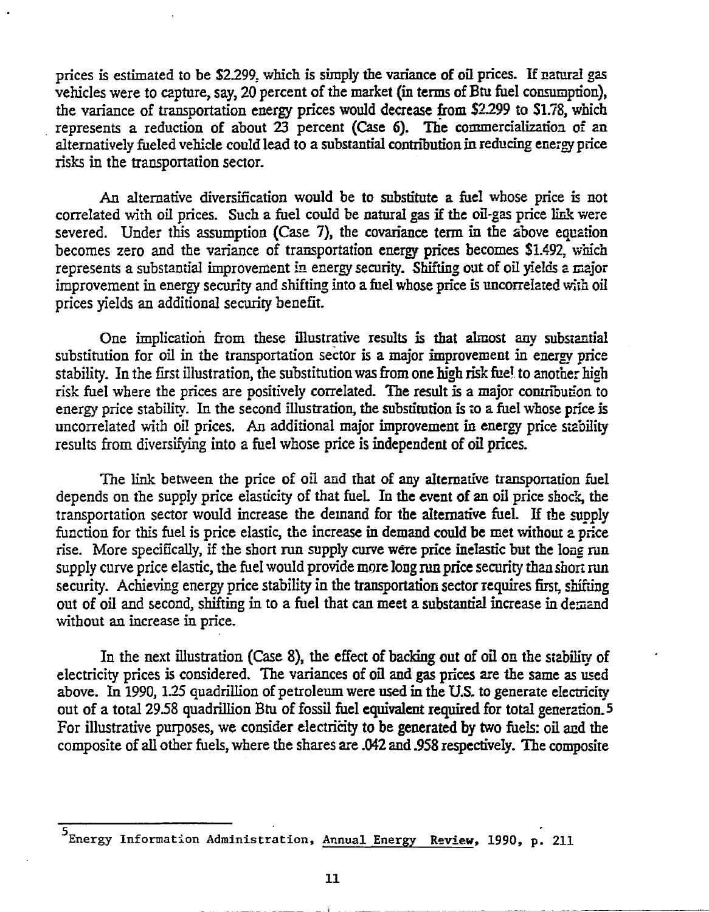prices is estimated to be $2.299, which is simply the variance of oil prices. If natural gas vehicles were to capture, say, 20 percent of the market (in terms of Btu fuel consumption), the variance of transportation energy prices would decrease from $2.299 to $1.78, which represents a reduction of about 23 percent (Case 6). The commercialization of an alternatively fueled vehicle could lead to a substantial contribution in reducing energy price risks in the transportation sector.

An alternative diversification would be to substitute a fuel whose price is not correlated with oil prices. Such a fuel could be natural gas if the oil-gas price link were severed. Under this assumption (Case 7), the covariance term in the above equation becomes zero and the variance of transportation energy prices becomes $1.492, which represents a substantial improvement in energy security. Shifting out of oil yields a major improvement in energy security and shifting into a fuel whose price is uncorrelated with oil prices yields an additional security benefit.

One implication from these illustrative results is that almost any substantial substitution for oil in the transportation sector is a major improvement in energy price stability. In the first illustration, the substitution was from one high risk fuel to another high risk fuel where the prices are positively correlated. The result is a major contribution to energy price stability. In the second illustration, the substitution is to a fuel whose price is uncorrelated with oil prices. An additional major improvement in energy price stability results from diversifying into a fuel whose price is independent of oil prices.

The link between the price of oil and that of any alternative transportation fuel depends on the supply price elasticity of that fuel. In the event of an oil price shock, the transportation sector would increase the demand for the alternative fuel. If the supply function for this fuel is price elastic, the increase in demand could be met without a price rise. More specifically, if the short run supply curve were price inelastic but the long run supply curve price elastic, the fuel would provide more long run price security than short run security. Achieving energy price stability in the transportation sector requires first, shifting out of oil and second, shifting in to a fuel that can meet a substantial increase in demand without an increase in price.

In the next illustration (Case 8), the effect of backing out of oil on the stability of electricity prices is considered. The variances of oil and gas prices are the same as used above. In 1990, 1.25 quadrillion of petroleum were used in the U.S. to generate electricity out of a total 29.58 quadrillion Btu of fossil fuel equivalent required for total generation.[5] For illustrative purposes, we consider electricity to be generated by two fuels: oil and the composite of all other fuels, where the shares are .042 and .958 respectively. The composite

[5] Energy Information Administration, Annual Energy Review, 1990, p. 211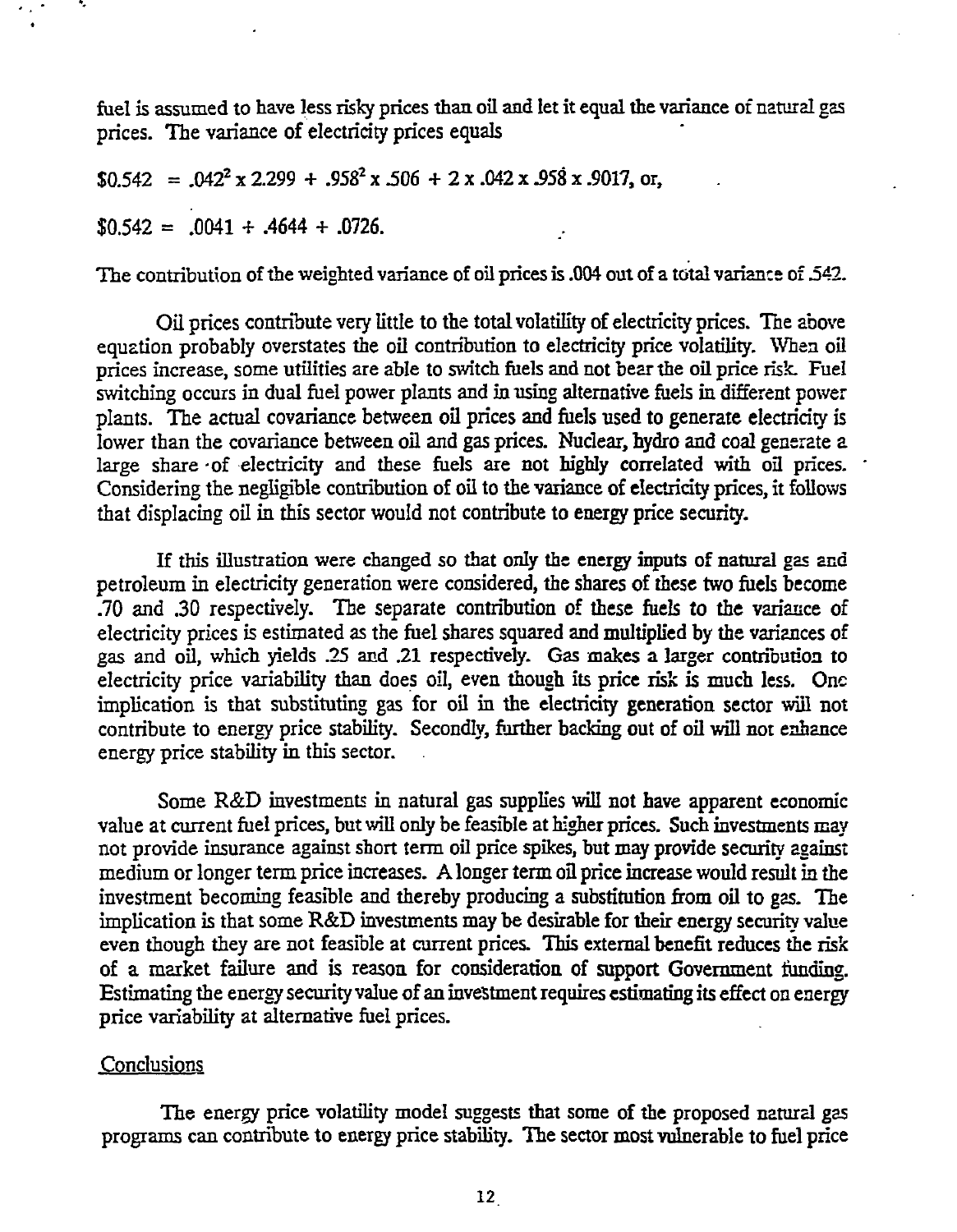fuel is assumed to have less risky prices than oil and let it equal the variance of natural gas prices. The variance of electricity prices equals

$$\$0.542 = .042^2 \times 2.299 + .958^2 \times .506 + 2 \times .042 \times .958 \times .9017, \text{ or,}$$

$$\$0.542 = .0041 + .4644 + .0726.$$

The contribution of the weighted variance of oil prices is .004 out of a total variance of .542.

Oil prices contribute very little to the total volatility of electricity prices. The above equation probably overstates the oil contribution to electricity price volatility. When oil prices increase, some utilities are able to switch fuels and not bear the oil price risk. Fuel switching occurs in dual fuel power plants and in using alternative fuels in different power plants. The actual covariance between oil prices and fuels used to generate electricity is lower than the covariance between oil and gas prices. Nuclear, hydro and coal generate a large share of electricity and these fuels are not highly correlated with oil prices. Considering the negligible contribution of oil to the variance of electricity prices, it follows that displacing oil in this sector would not contribute to energy price security.

If this illustration were changed so that only the energy inputs of natural gas and petroleum in electricity generation were considered, the shares of these two fuels become .70 and .30 respectively. The separate contribution of these fuels to the variance of electricity prices is estimated as the fuel shares squared and multiplied by the variances of gas and oil, which yields .25 and .21 respectively. Gas makes a larger contribution to electricity price variability than does oil, even though its price risk is much less. One implication is that substituting gas for oil in the electricity generation sector will not contribute to energy price stability. Secondly, further backing out of oil will not enhance energy price stability in this sector.

Some R&D investments in natural gas supplies will not have apparent economic value at current fuel prices, but will only be feasible at higher prices. Such investments may not provide insurance against short term oil price spikes, but may provide security against medium or longer term price increases. A longer term oil price increase would result in the investment becoming feasible and thereby producing a substitution from oil to gas. The implication is that some R&D investments may be desirable for their energy security value even though they are not feasible at current prices. This external benefit reduces the risk of a market failure and is reason for consideration of support Government funding. Estimating the energy security value of an investment requires estimating its effect on energy price variability at alternative fuel prices.

## Conclusions

The energy price volatility model suggests that some of the proposed natural gas programs can contribute to energy price stability. The sector most vulnerable to fuel price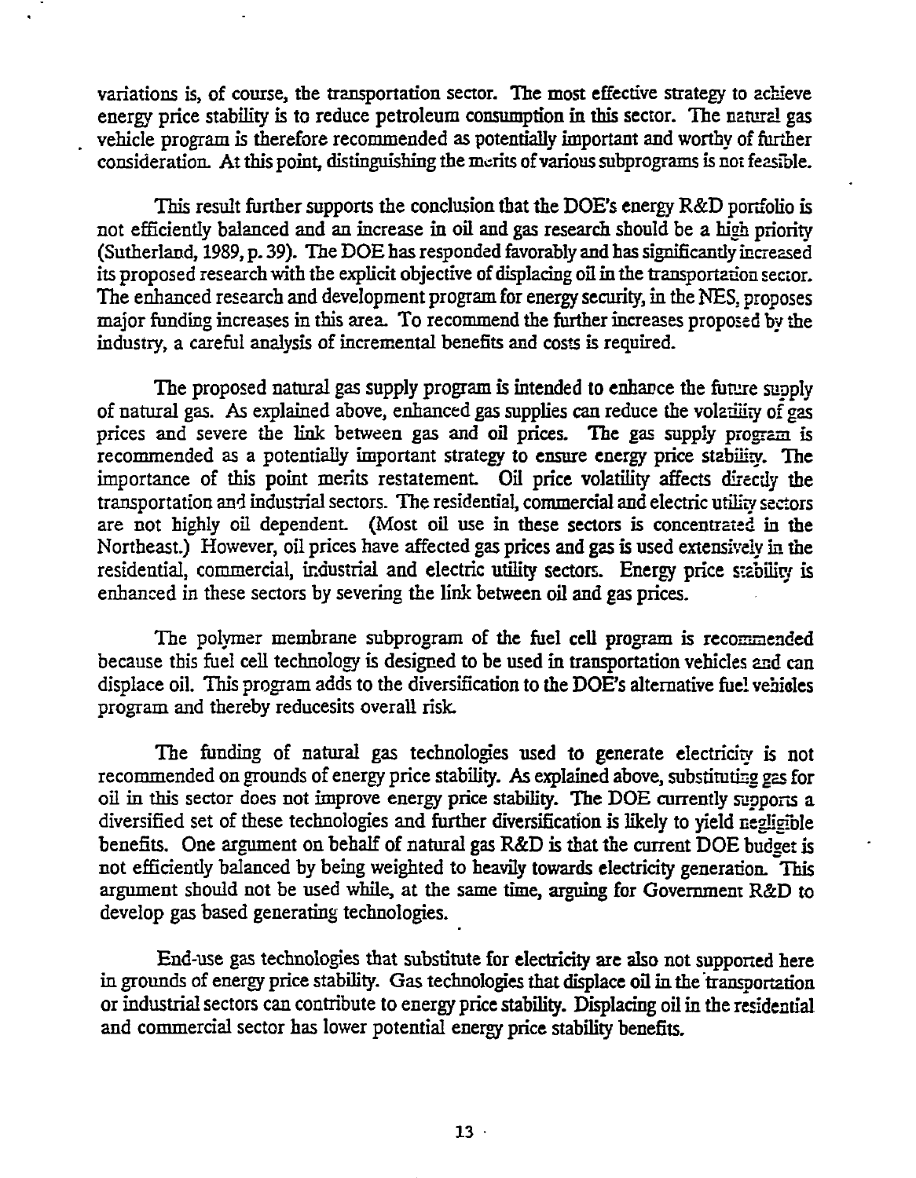variations is, of course, the transportation sector. The most effective strategy to achieve energy price stability is to reduce petroleum consumption in this sector. The natural gas vehicle program is therefore recommended as potentially important and worthy of further consideration. At this point, distinguishing the merits of various subprograms is not feasible.

This result further supports the conclusion that the DOE's energy R&D portfolio is not efficiently balanced and an increase in oil and gas research should be a high priority (Sutherland, 1989, p. 39). The DOE has responded favorably and has significantly increased its proposed research with the explicit objective of displacing oil in the transportation sector. The enhanced research and development program for energy security, in the NES, proposes major funding increases in this area. To recommend the further increases proposed by the industry, a careful analysis of incremental benefits and costs is required.

The proposed natural gas supply program is intended to enhance the future supply of natural gas. As explained above, enhanced gas supplies can reduce the volatility of gas prices and severe the link between gas and oil prices. The gas supply program is recommended as a potentially important strategy to ensure energy price stability. The importance of this point merits restatement. Oil price volatility affects directly the transportation and industrial sectors. The residential, commercial and electric utility sectors are not highly oil dependent. (Most oil use in these sectors is concentrated in the Northeast.) However, oil prices have affected gas prices and gas is used extensively in the residential, commercial, industrial and electric utility sectors. Energy price stability is enhanced in these sectors by severing the link between oil and gas prices.

The polymer membrane subprogram of the fuel cell program is recommended because this fuel cell technology is designed to be used in transportation vehicles and can displace oil. This program adds to the diversification to the DOE's alternative fuel vehicles program and thereby reducesits overall risk.

The funding of natural gas technologies used to generate electricity is not recommended on grounds of energy price stability. As explained above, substituting gas for oil in this sector does not improve energy price stability. The DOE currently supports a diversified set of these technologies and further diversification is likely to yield negligible benefits. One argument on behalf of natural gas R&D is that the current DOE budget is not efficiently balanced by being weighted to heavily towards electricity generation. This argument should not be used while, at the same time, arguing for Government R&D to develop gas based generating technologies.

End-use gas technologies that substitute for electricity are also not supported here in grounds of energy price stability. Gas technologies that displace oil in the transportation or industrial sectors can contribute to energy price stability. Displacing oil in the residential and commercial sector has lower potential energy price stability benefits.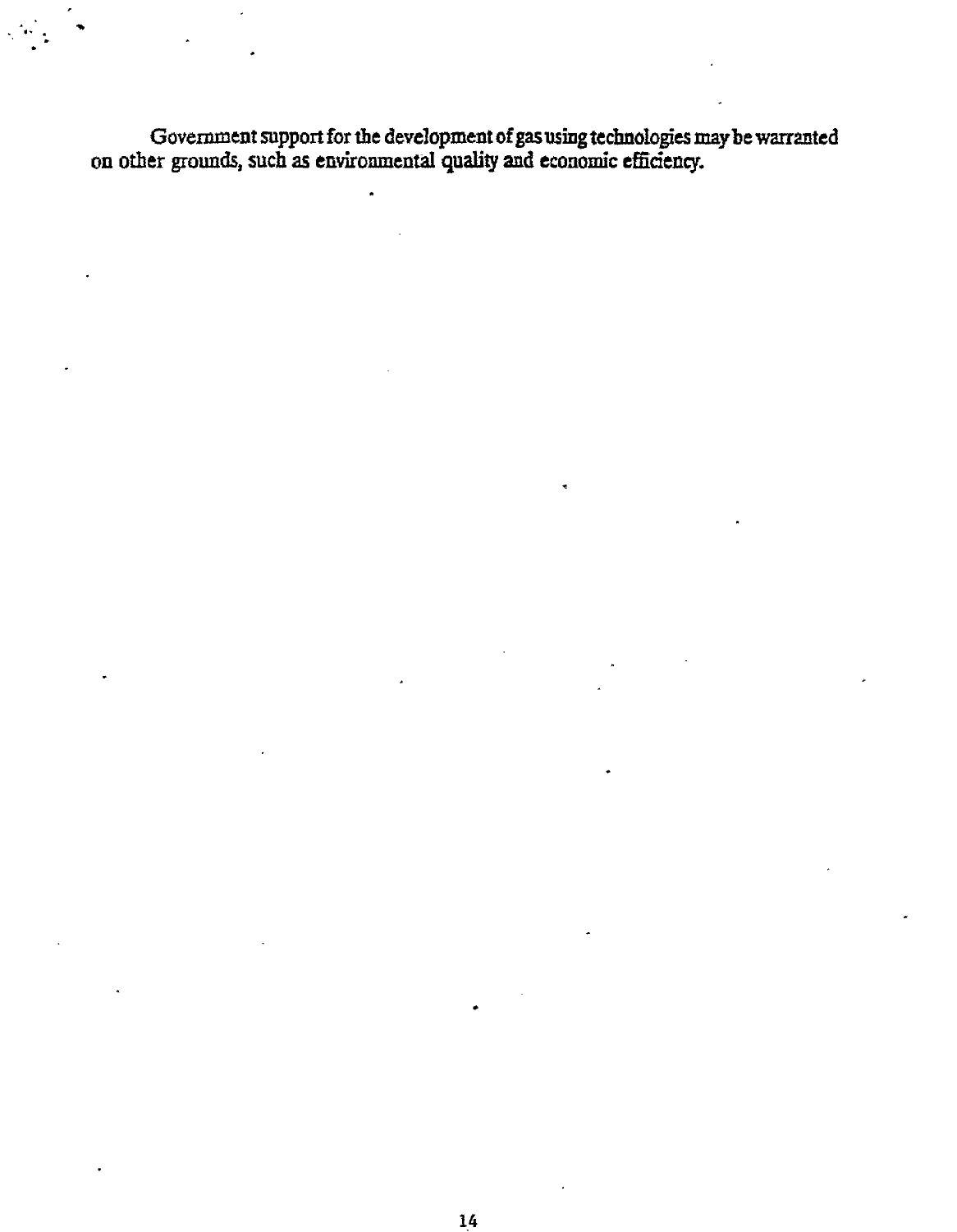Government support for the development of gas using technologies may be warranted on other grounds, such as environmental quality and economic efficiency.